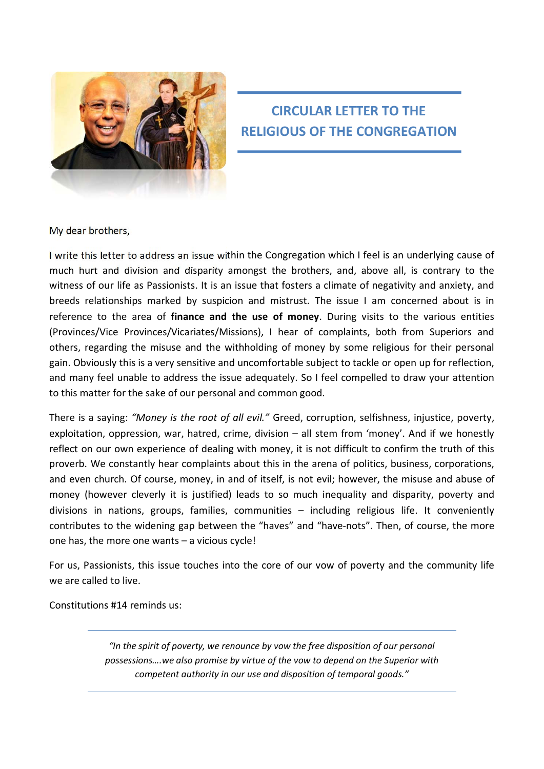# CIRCULAR LETTER TO THE RELIGIOUS OF THE CONGREGATION

My dear brothers,

I write this letter to address an issue within the Congregation which I feel is an underlying cause of much hurt and division and disparity amongst the brothers, and, above all, is contrary to the witness of our life as Passionists. It is an issue that fosters a climate of negativity and anxiety, and breeds relationships marked by suspicion and mistrust. The issue I am concerned about is in reference to the area of **finance and the use of money**. During visits to the various entities (Provinces/Vice Provinces/Vicariates/Missions), I hear of complaints, both from Superiors and others, regarding the misuse and the withholding of money by some religious for their personal gain. Obviously this is a very sensitive and uncomfortable subject to tackle or open up for reflection, and many feel unable to address the issue adequately. So I feel compelled to draw your attention to this matter for the sake of our personal and common good.

There is a saying: *"Money is the root of all evil."* Greed, corruption, selfishness, injustice, poverty, exploitation, oppression, war, hatred, crime, division – all stem from 'money'. And if we honestly reflect on our own experience of dealing with money, it is not difficult to confirm the truth of this proverb. We constantly hear complaints about this in the arena of politics, business, corporations, and even church. Of course, money, in and of itself, is not evil; however, the misuse and abuse of money (however cleverly it is justified) leads to so much inequality and disparity, poverty and divisions in nations, groups, families, communities – including religious life. It conveniently contributes to the widening gap between the "haves" and "have-nots". Then, of course, the more one has, the more one wants – a vicious cycle!

For us, Passionists, this issue touches into the core of our vow of poverty and the community life we are called to live.

Constitutions #14 reminds us:

> *"In the spirit of poverty, we renounce by vow the free disposition of our personal possessions….we also promise by virtue of the vow to depend on the Superior with competent authority in our use and disposition of temporal goods."*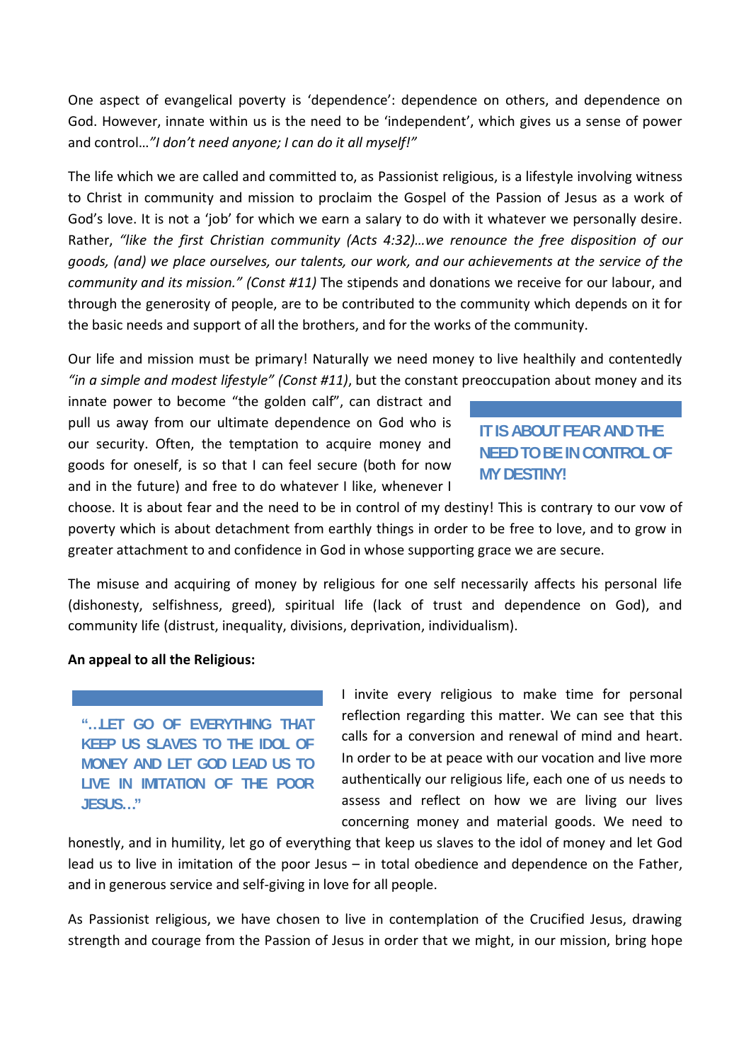One aspect of evangelical poverty is 'dependence': dependence on others, and dependence on God. However, innate within us is the need to be 'independent', which gives us a sense of power and control…*"I don't need anyone; I can do it all myself!"*

The life which we are called and committed to, as Passionist religious, is a lifestyle involving witness to Christ in community and mission to proclaim the Gospel of the Passion of Jesus as a work of God's love. It is not a 'job' for which we earn a salary to do with it whatever we personally desire. Rather, *"like the first Christian community (Acts 4:32)…we renounce the free disposition of our goods, (and) we place ourselves, our talents, our work, and our achievements at the service of the community and its mission." (Const #11)* The stipends and donations we receive for our labour, and through the generosity of people, are to be contributed to the community which depends on it for the basic needs and support of all the brothers, and for the works of the community.

Our life and mission must be primary! Naturally we need money to live healthily and contentedly *"in a simple and modest lifestyle" (Const #11)*, but the constant preoccupation about money and its innate power to become "the golden calf", can distract and pull us away from our ultimate dependence on God who is our security. Often, the temptation to acquire money and goods for oneself, is so that I can feel secure (both for now and in the future) and free to do whatever I like, whenever I choose. It is about fear and the need to be in control of my destiny! This is contrary to our vow of poverty which is about detachment from earthly things in order to be free to love, and to grow in greater attachment to and confidence in God in whose supporting grace we are secure.

> **IT IS ABOUT FEAR AND THE NEED TO BE IN CONTROL OF MY DESTINY!**

The misuse and acquiring of money by religious for one self necessarily affects his personal life (dishonesty, selfishness, greed), spiritual life (lack of trust and dependence on God), and community life (distrust, inequality, divisions, deprivation, individualism).

**An appeal to all the Religious:**

> **"…LET GO OF EVERYTHING THAT KEEP US SLAVES TO THE IDOL OF MONEY AND LET GOD LEAD US TO LIVE IN IMITATION OF THE POOR JESUS…"**

I invite every religious to make time for personal reflection regarding this matter. We can see that this calls for a conversion and renewal of mind and heart. In order to be at peace with our vocation and live more authentically our religious life, each one of us needs to assess and reflect on how we are living our lives concerning money and material goods. We need to honestly, and in humility, let go of everything that keep us slaves to the idol of money and let God lead us to live in imitation of the poor Jesus – in total obedience and dependence on the Father, and in generous service and self-giving in love for all people.

As Passionist religious, we have chosen to live in contemplation of the Crucified Jesus, drawing strength and courage from the Passion of Jesus in order that we might, in our mission, bring hope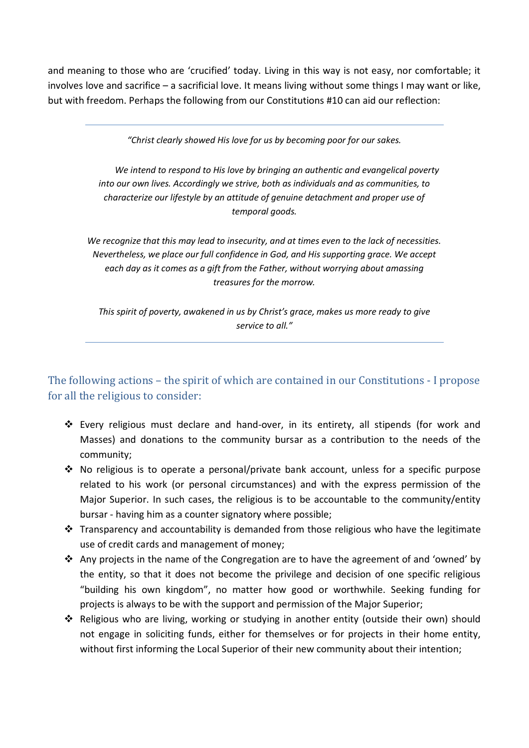and meaning to those who are 'crucified' today. Living in this way is not easy, nor comfortable; it involves love and sacrifice – a sacrificial love. It means living without some things I may want or like, but with freedom. Perhaps the following from our Constitutions #10 can aid our reflection:

---

> *"Christ clearly showed His love for us by becoming poor for our sakes.*
>
> *We intend to respond to His love by bringing an authentic and evangelical poverty into our own lives. Accordingly we strive, both as individuals and as communities, to characterize our lifestyle by an attitude of genuine detachment and proper use of temporal goods.*
>
> *We recognize that this may lead to insecurity, and at times even to the lack of necessities. Nevertheless, we place our full confidence in God, and His supporting grace. We accept each day as it comes as a gift from the Father, without worrying about amassing treasures for the morrow.*
>
> *This spirit of poverty, awakened in us by Christ's grace, makes us more ready to give service to all."*

---

## The following actions – the spirit of which are contained in our Constitutions - I propose for all the religious to consider:

- Every religious must declare and hand-over, in its entirety, all stipends (for work and Masses) and donations to the community bursar as a contribution to the needs of the community;
- No religious is to operate a personal/private bank account, unless for a specific purpose related to his work (or personal circumstances) and with the express permission of the Major Superior. In such cases, the religious is to be accountable to the community/entity bursar - having him as a counter signatory where possible;
- Transparency and accountability is demanded from those religious who have the legitimate use of credit cards and management of money;
- Any projects in the name of the Congregation are to have the agreement of and 'owned' by the entity, so that it does not become the privilege and decision of one specific religious "building his own kingdom", no matter how good or worthwhile. Seeking funding for projects is always to be with the support and permission of the Major Superior;
- Religious who are living, working or studying in another entity (outside their own) should not engage in soliciting funds, either for themselves or for projects in their home entity, without first informing the Local Superior of their new community about their intention;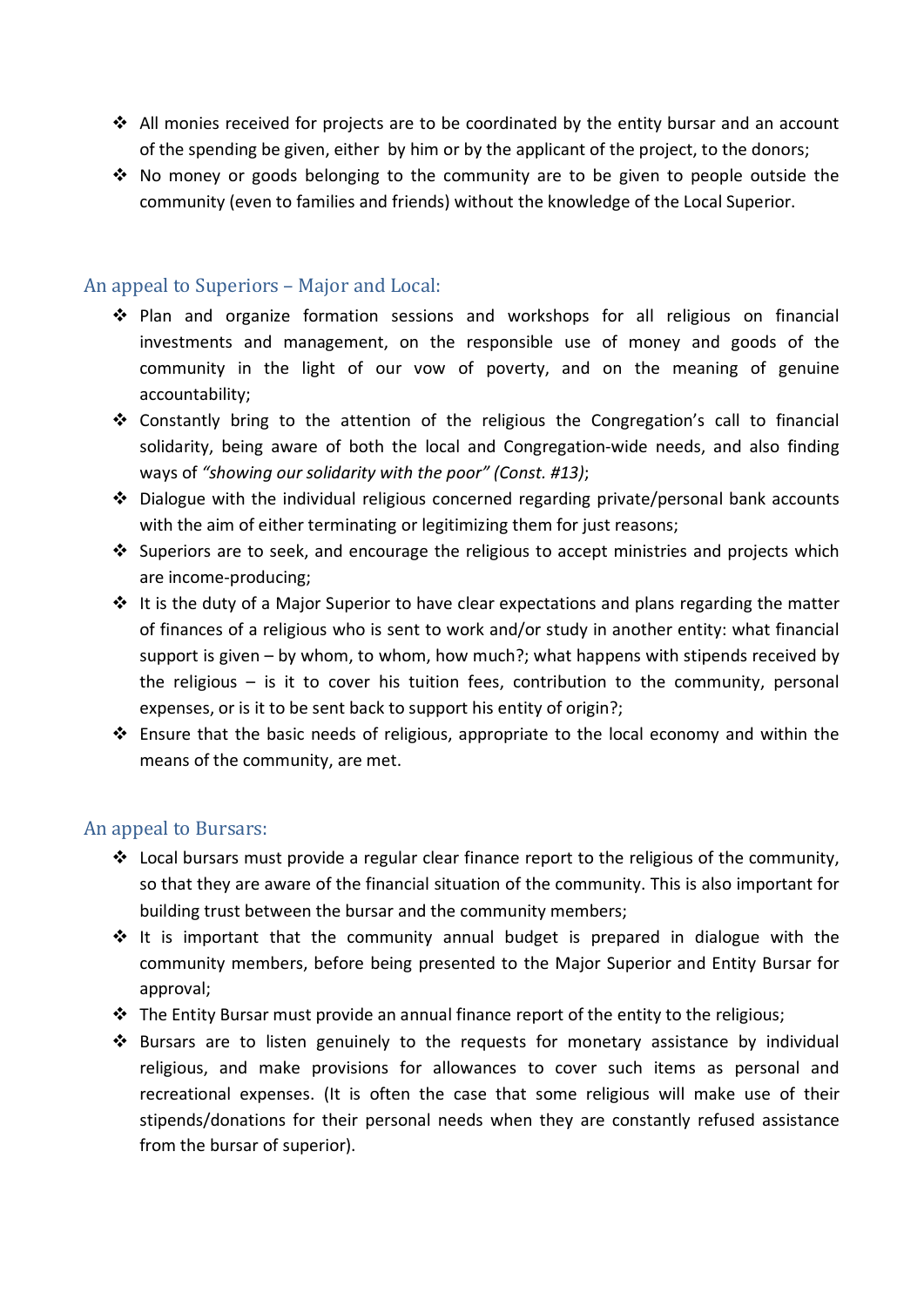- All monies received for projects are to be coordinated by the entity bursar and an account of the spending be given, either by him or by the applicant of the project, to the donors;
- No money or goods belonging to the community are to be given to people outside the community (even to families and friends) without the knowledge of the Local Superior.

## An appeal to Superiors – Major and Local:

- Plan and organize formation sessions and workshops for all religious on financial investments and management, on the responsible use of money and goods of the community in the light of our vow of poverty, and on the meaning of genuine accountability;
- Constantly bring to the attention of the religious the Congregation's call to financial solidarity, being aware of both the local and Congregation-wide needs, and also finding ways of *"showing our solidarity with the poor" (Const. #13)*;
- Dialogue with the individual religious concerned regarding private/personal bank accounts with the aim of either terminating or legitimizing them for just reasons;
- Superiors are to seek, and encourage the religious to accept ministries and projects which are income-producing;
- It is the duty of a Major Superior to have clear expectations and plans regarding the matter of finances of a religious who is sent to work and/or study in another entity: what financial support is given – by whom, to whom, how much?; what happens with stipends received by the religious – is it to cover his tuition fees, contribution to the community, personal expenses, or is it to be sent back to support his entity of origin?;
- Ensure that the basic needs of religious, appropriate to the local economy and within the means of the community, are met.

## An appeal to Bursars:

- Local bursars must provide a regular clear finance report to the religious of the community, so that they are aware of the financial situation of the community. This is also important for building trust between the bursar and the community members;
- It is important that the community annual budget is prepared in dialogue with the community members, before being presented to the Major Superior and Entity Bursar for approval;
- The Entity Bursar must provide an annual finance report of the entity to the religious;
- Bursars are to listen genuinely to the requests for monetary assistance by individual religious, and make provisions for allowances to cover such items as personal and recreational expenses. (It is often the case that some religious will make use of their stipends/donations for their personal needs when they are constantly refused assistance from the bursar of superior).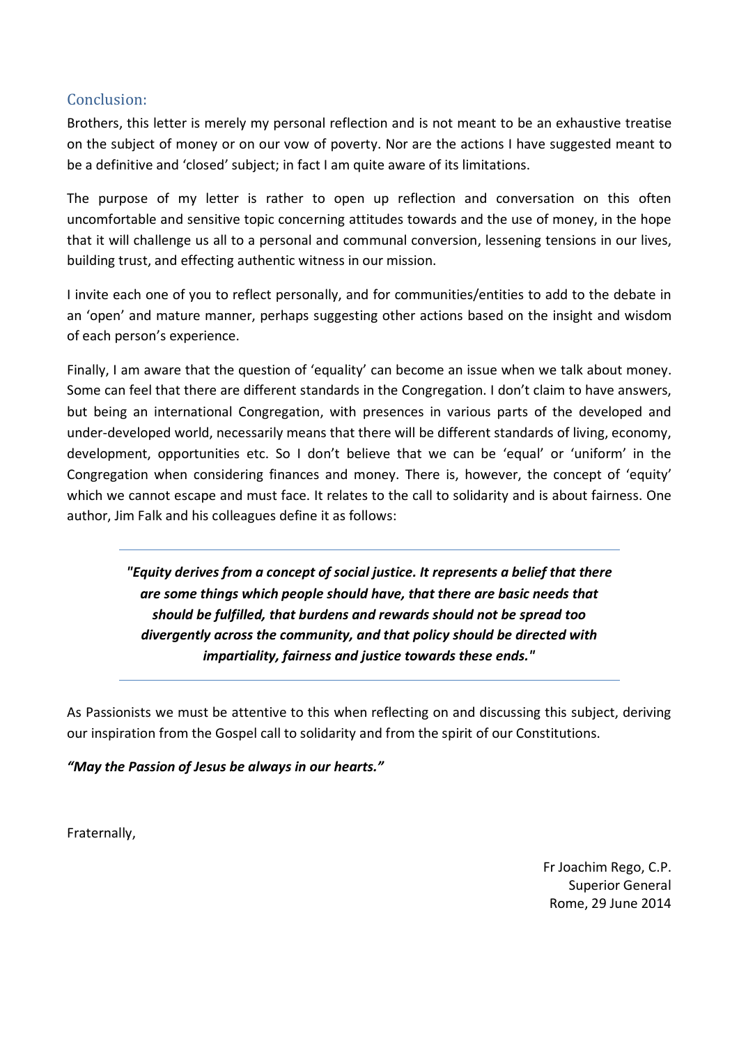## Conclusion:

Brothers, this letter is merely my personal reflection and is not meant to be an exhaustive treatise on the subject of money or on our vow of poverty. Nor are the actions I have suggested meant to be a definitive and 'closed' subject; in fact I am quite aware of its limitations.

The purpose of my letter is rather to open up reflection and conversation on this often uncomfortable and sensitive topic concerning attitudes towards and the use of money, in the hope that it will challenge us all to a personal and communal conversion, lessening tensions in our lives, building trust, and effecting authentic witness in our mission.

I invite each one of you to reflect personally, and for communities/entities to add to the debate in an 'open' and mature manner, perhaps suggesting other actions based on the insight and wisdom of each person's experience.

Finally, I am aware that the question of 'equality' can become an issue when we talk about money. Some can feel that there are different standards in the Congregation. I don't claim to have answers, but being an international Congregation, with presences in various parts of the developed and under-developed world, necessarily means that there will be different standards of living, economy, development, opportunities etc. So I don't believe that we can be 'equal' or 'uniform' in the Congregation when considering finances and money. There is, however, the concept of 'equity' which we cannot escape and must face. It relates to the call to solidarity and is about fairness. One author, Jim Falk and his colleagues define it as follows:

> ***"Equity derives from a concept of social justice. It represents a belief that there are some things which people should have, that there are basic needs that should be fulfilled, that burdens and rewards should not be spread too divergently across the community, and that policy should be directed with impartiality, fairness and justice towards these ends."***

As Passionists we must be attentive to this when reflecting on and discussing this subject, deriving our inspiration from the Gospel call to solidarity and from the spirit of our Constitutions.

***"May the Passion of Jesus be always in our hearts."***

Fraternally,

Fr Joachim Rego, C.P.
Superior General
Rome, 29 June 2014